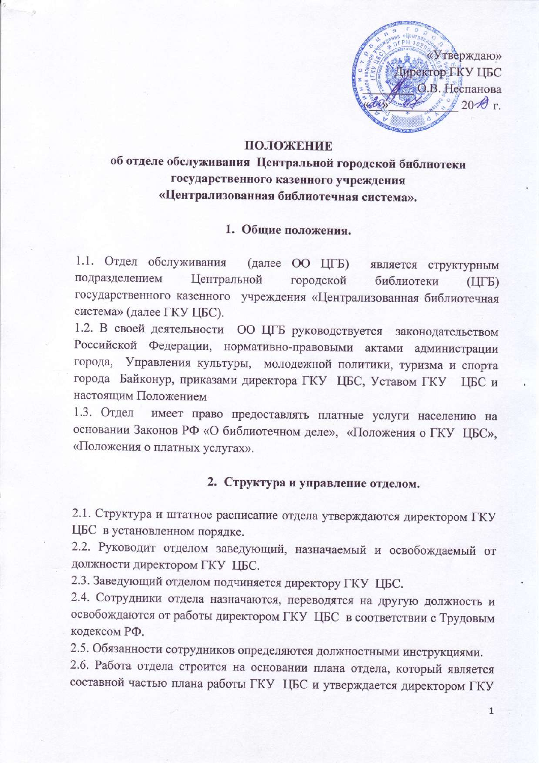«Утверждаю»
Директор ГКУ ЦБС
О.В. Неспанова
«__» ______ 20__ г.

# ПОЛОЖЕНИЕ
## об отделе обслуживания Центральной городской библиотеки государственного казенного учреждения «Централизованная библиотечная система».

### 1. Общие положения.

1.1. Отдел обслуживания (далее ОО ЦГБ) является структурным подразделением Центральной городской библиотеки (ЦГБ) государственного казенного учреждения «Централизованная библиотечная система» (далее ГКУ ЦБС).

1.2. В своей деятельности ОО ЦГБ руководствуется законодательством Российской Федерации, нормативно-правовыми актами администрации города, Управления культуры, молодежной политики, туризма и спорта города Байконур, приказами директора ГКУ ЦБС, Уставом ГКУ ЦБС и настоящим Положением

1.3. Отдел имеет право предоставлять платные услуги населению на основании Законов РФ «О библиотечном деле», «Положения о ГКУ ЦБС», «Положения о платных услугах».

### 2. Структура и управление отделом.

2.1. Структура и штатное расписание отдела утверждаются директором ГКУ ЦБС в установленном порядке.

2.2. Руководит отделом заведующий, назначаемый и освобождаемый от должности директором ГКУ ЦБС.

2.3. Заведующий отделом подчиняется директору ГКУ ЦБС.

2.4. Сотрудники отдела назначаются, переводятся на другую должность и освобождаются от работы директором ГКУ ЦБС в соответствии с Трудовым кодексом РФ.

2.5. Обязанности сотрудников определяются должностными инструкциями.

2.6. Работа отдела строится на основании плана отдела, который является составной частью плана работы ГКУ ЦБС и утверждается директором ГКУ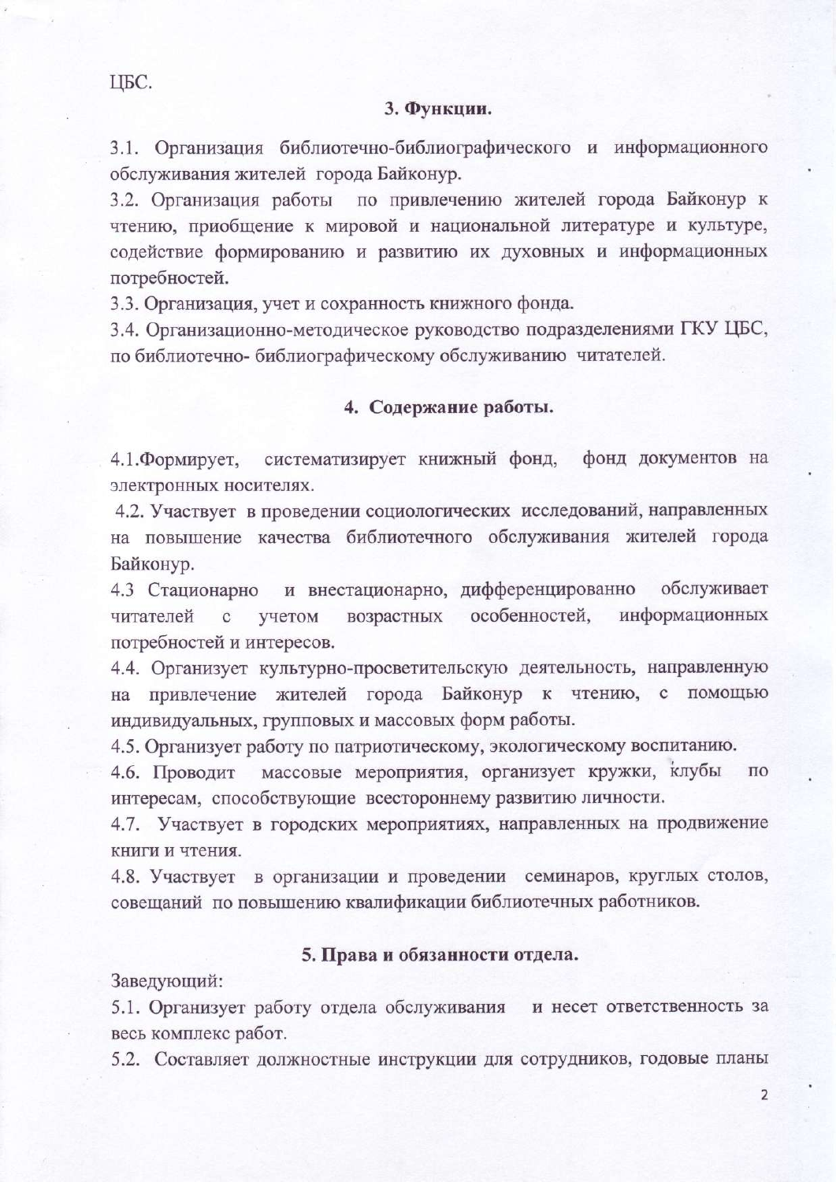ЦБС.

## 3. Функции.

3.1. Организация библиотечно-библиографического и информационного обслуживания жителей города Байконур.

3.2. Организация работы по привлечению жителей города Байконур к чтению, приобщение к мировой и национальной литературе и культуре, содействие формированию и развитию их духовных и информационных потребностей.

3.3. Организация, учет и сохранность книжного фонда.

3.4. Организационно-методическое руководство подразделениями ГКУ ЦБС, по библиотечно- библиографическому обслуживанию читателей.

## 4. Содержание работы.

4.1.Формирует, систематизирует книжный фонд, фонд документов на электронных носителях.

4.2. Участвует в проведении социологических исследований, направленных на повышение качества библиотечного обслуживания жителей города Байконур.

4.3 Стационарно и внестационарно, дифференцированно обслуживает читателей с учетом возрастных особенностей, информационных потребностей и интересов.

4.4. Организует культурно-просветительскую деятельность, направленную на привлечение жителей города Байконур к чтению, с помощью индивидуальных, групповых и массовых форм работы.

4.5. Организует работу по патриотическому, экологическому воспитанию.

4.6. Проводит массовые мероприятия, организует кружки, клубы по интересам, способствующие всестороннему развитию личности.

4.7. Участвует в городских мероприятиях, направленных на продвижение книги и чтения.

4.8. Участвует в организации и проведении семинаров, круглых столов, совещаний по повышению квалификации библиотечных работников.

## 5. Права и обязанности отдела.

Заведующий:

5.1. Организует работу отдела обслуживания и несет ответственность за весь комплекс работ.

5.2. Составляет должностные инструкции для сотрудников, годовые планы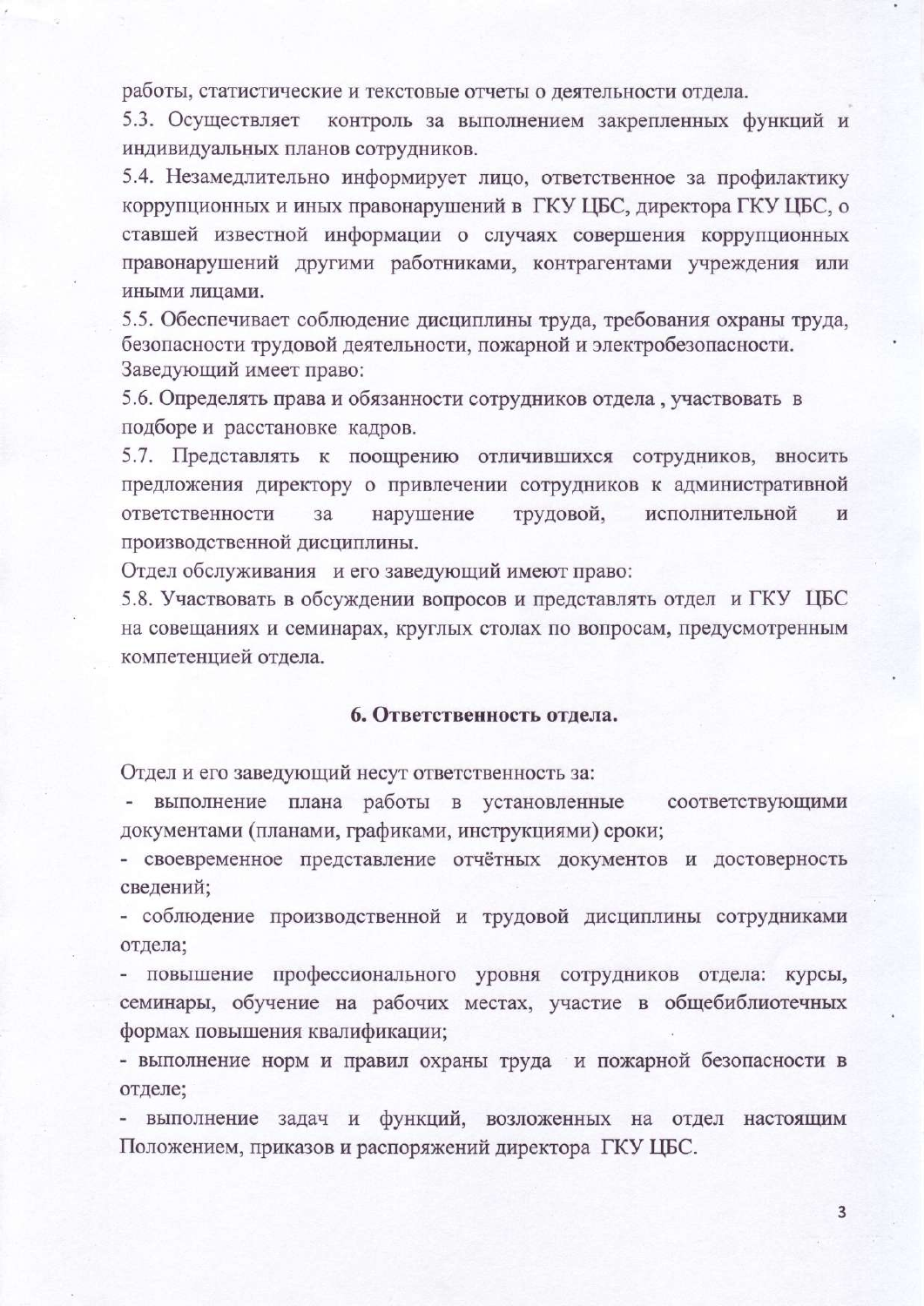работы, статистические и текстовые отчеты о деятельности отдела.

5.3. Осуществляет контроль за выполнением закрепленных функций и индивидуальных планов сотрудников.

5.4. Незамедлительно информирует лицо, ответственное за профилактику коррупционных и иных правонарушений в ГКУ ЦБС, директора ГКУ ЦБС, о ставшей известной информации о случаях совершения коррупционных правонарушений другими работниками, контрагентами учреждения или иными лицами.

5.5. Обеспечивает соблюдение дисциплины труда, требования охраны труда, безопасности трудовой деятельности, пожарной и электробезопасности.

Заведующий имеет право:

5.6. Определять права и обязанности сотрудников отдела , участвовать в подборе и расстановке кадров.

5.7. Представлять к поощрению отличившихся сотрудников, вносить предложения директору о привлечении сотрудников к административной ответственности за нарушение трудовой, исполнительной и производственной дисциплины.

Отдел обслуживания и его заведующий имеют право:

5.8. Участвовать в обсуждении вопросов и представлять отдел и ГКУ ЦБС на совещаниях и семинарах, круглых столах по вопросам, предусмотренным компетенцией отдела.

## 6. Ответственность отдела.

Отдел и его заведующий несут ответственность за:

- выполнение плана работы в установленные соответствующими документами (планами, графиками, инструкциями) сроки;
- своевременное представление отчётных документов и достоверность сведений;
- соблюдение производственной и трудовой дисциплины сотрудниками отдела;
- повышение профессионального уровня сотрудников отдела: курсы, семинары, обучение на рабочих местах, участие в общебиблиотечных формах повышения квалификации;
- выполнение норм и правил охраны труда и пожарной безопасности в отделе;
- выполнение задач и функций, возложенных на отдел настоящим Положением, приказов и распоряжений директора ГКУ ЦБС.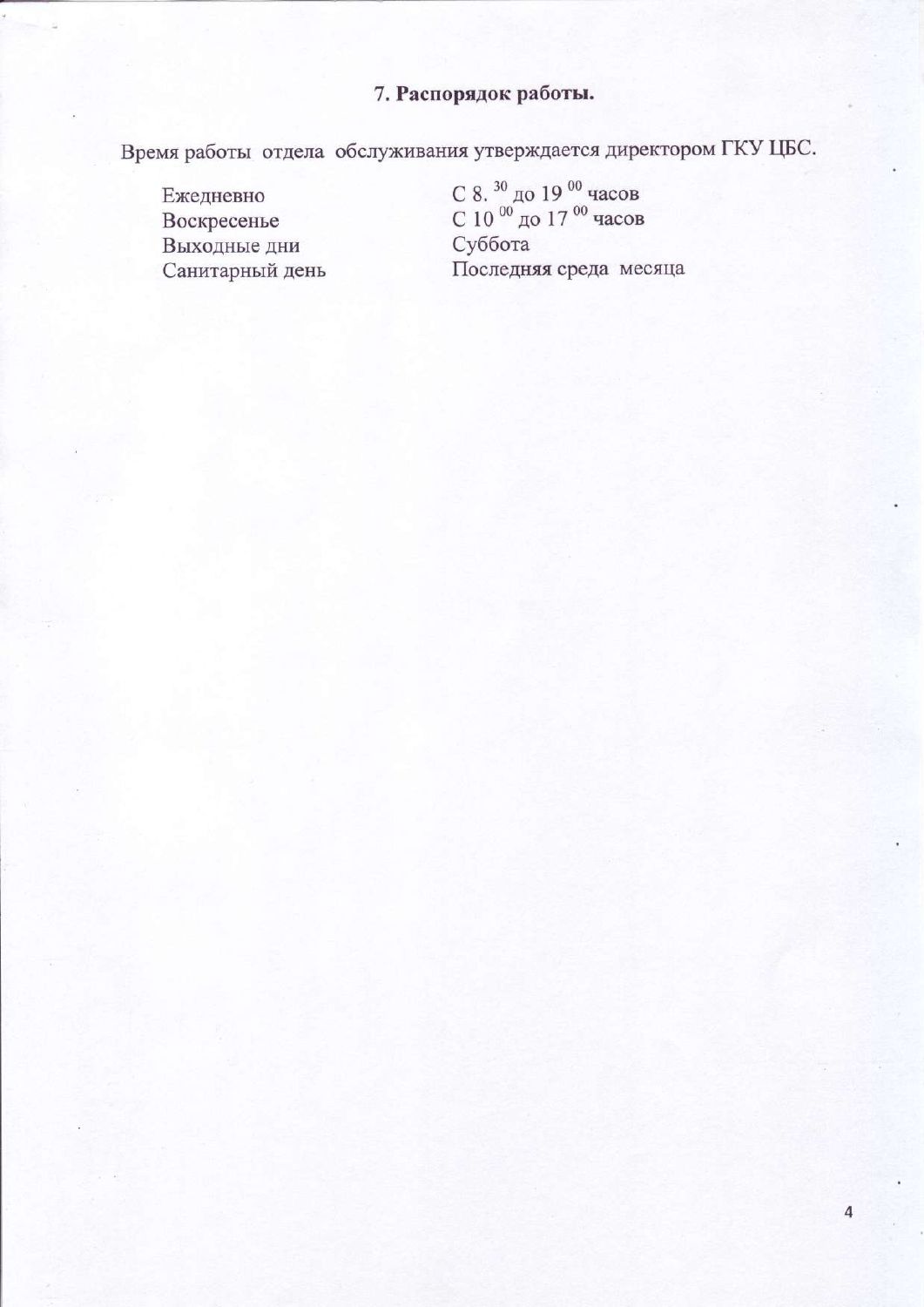## 7. Распорядок работы.

Время работы отдела обслуживания утверждается директором ГКУ ЦБС.

| | |
|---|---|
| Ежедневно | С $8.^{30}$ до $19^{00}$ часов |
| Воскресенье | С $10^{00}$ до $17^{00}$ часов |
| Выходные дни | Суббота |
| Санитарный день | Последняя среда месяца |